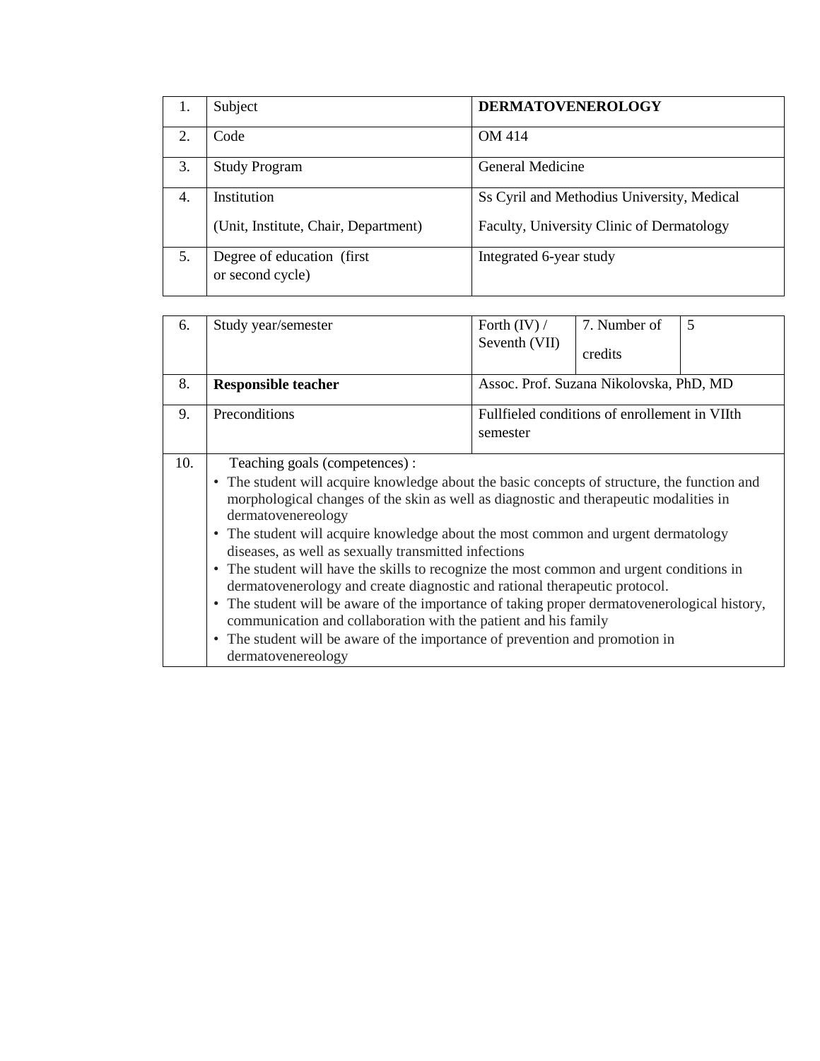| 1. | Subject | **DERMATOVENEROLOGY** |
| --- | --- | --- |
| 2. | Code | OM 414 |
| 3. | Study Program | General Medicine |
| 4. | Institution<br><br>(Unit, Institute, Chair, Department) | Ss Cyril and Methodius University, Medical<br><br>Faculty, University Clinic of Dermatology |
| 5. | Degree of education (first or second cycle) | Integrated 6-year study |

| 6. | Study year/semester | Forth (IV) / Seventh (VII) | 7. Number of credits | 5 |
| --- | --- | --- | --- | --- |
| 8. | **Responsible teacher** | Assoc. Prof. Suzana Nikolovska, PhD, MD | | |
| 9. | Preconditions | Fullfieled conditions of enrollement in VIIth semester | | |
| 10. | Teaching goals (competences) :<br>• The student will acquire knowledge about the basic concepts of structure, the function and morphological changes of the skin as well as diagnostic and therapeutic modalities in dermatovenereology<br>• The student will acquire knowledge about the most common and urgent dermatology diseases, as well as sexually transmitted infections<br>• The student will have the skills to recognize the most common and urgent conditions in dermatovenerology and create diagnostic and rational therapeutic protocol.<br>• The student will be aware of the importance of taking proper dermatovenerological history, communication and collaboration with the patient and his family<br>• The student will be aware of the importance of prevention and promotion in dermatovenereology | | | |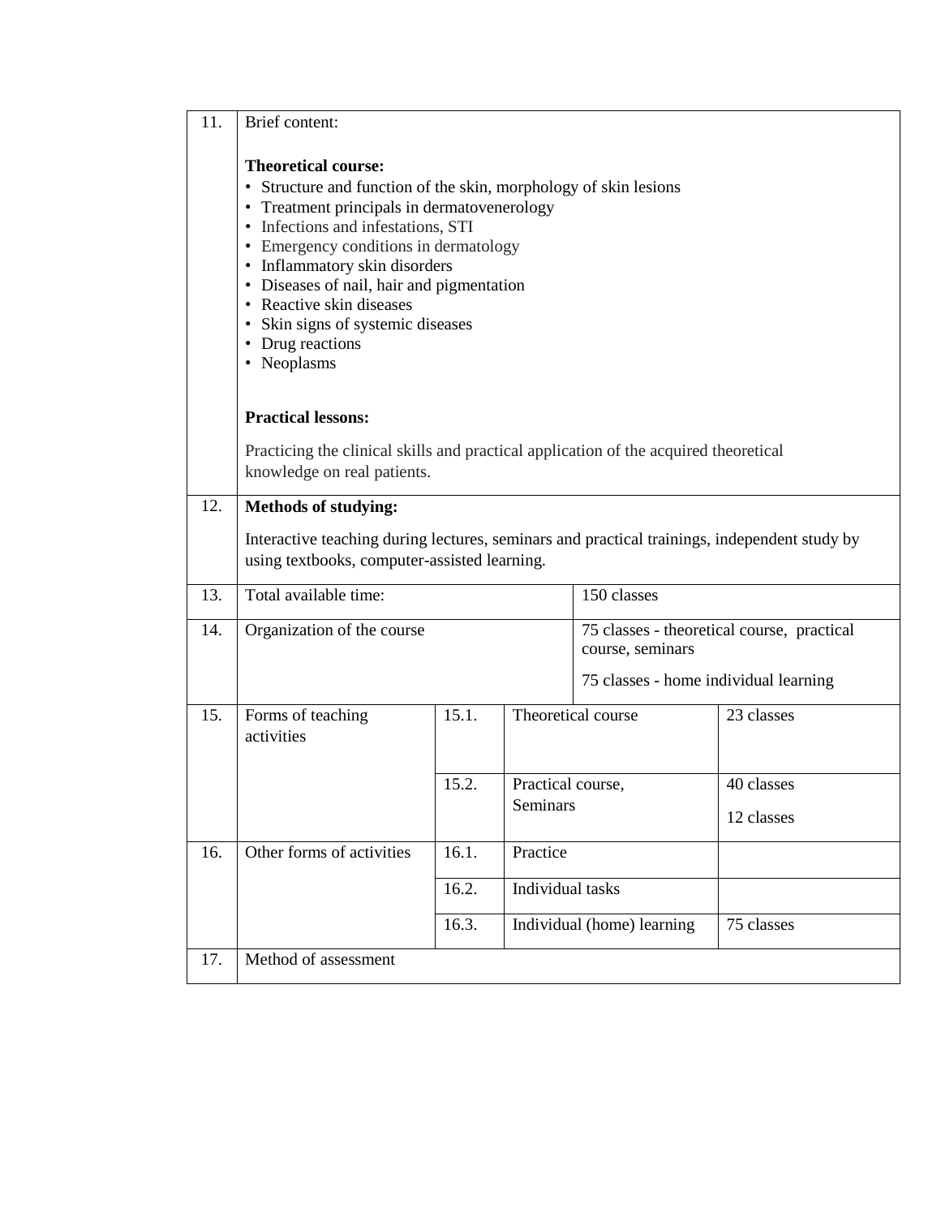| | | | | |
|---|---|---|---|---|
| 11. | Brief content:<br><br>**Theoretical course:**<br>• Structure and function of the skin, morphology of skin lesions<br>• Treatment principals in dermatovenerology<br>• Infections and infestations, STI<br>• Emergency conditions in dermatology<br>• Inflammatory skin disorders<br>• Diseases of nail, hair and pigmentation<br>• Reactive skin diseases<br>• Skin signs of systemic diseases<br>• Drug reactions<br>• Neoplasms<br><br>**Practical lessons:**<br><br>Practicing the clinical skills and practical application of the acquired theoretical knowledge on real patients. | | | |
| 12. | **Methods of studying:**<br><br>Interactive teaching during lectures, seminars and practical trainings, independent study by using textbooks, computer-assisted learning. | | | |
| 13. | Total available time: | | 150 classes | |
| 14. | Organization of the course | | 75 classes - theoretical course, practical course, seminars<br><br>75 classes - home individual learning | |
| 15. | Forms of teaching activities | 15.1. | Theoretical course | 23 classes |
| | | 15.2. | Practical course,<br>Seminars | 40 classes<br>12 classes |
| 16. | Other forms of activities | 16.1. | Practice | |
| | | 16.2. | Individual tasks | |
| | | 16.3. | Individual (home) learning | 75 classes |
| 17. | Method of assessment | | | |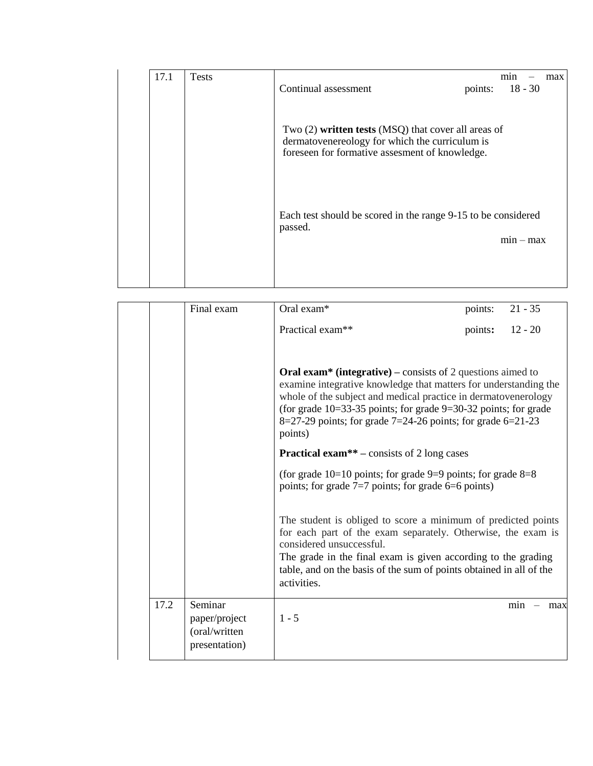| 17.1 | Tests | min – max<br>Continual assessment points: 18 - 30<br><br>Two (2) **written tests** (MSQ) that cover all areas of dermatovenereology for which the curriculum is foreseen for formative assesment of knowledge.<br><br>Each test should be scored in the range 9-15 to be considered passed.<br>min – max |
|---|---|---|

| | Final exam | Oral exam* points: 21 - 35<br><br>Practical exam** points: 12 - 20<br><br>**Oral exam* (integrative) –** consists of 2 questions aimed to examine integrative knowledge that matters for understanding the whole of the subject and medical practice in dermatovenerology (for grade 10=33-35 points; for grade 9=30-32 points; for grade 8=27-29 points; for grade 7=24-26 points; for grade 6=21-23 points)<br><br>**Practical exam** –** consists of 2 long cases<br><br>(for grade 10=10 points; for grade 9=9 points; for grade 8=8 points; for grade 7=7 points; for grade 6=6 points)<br><br>The student is obliged to score a minimum of predicted points for each part of the exam separately. Otherwise, the exam is considered unsuccessful.<br>The grade in the final exam is given according to the grading table, and on the basis of the sum of points obtained in all of the activities. |
|---|---|---|
| 17.2 | Seminar paper/project (oral/written presentation) | min – max<br>1 - 5 |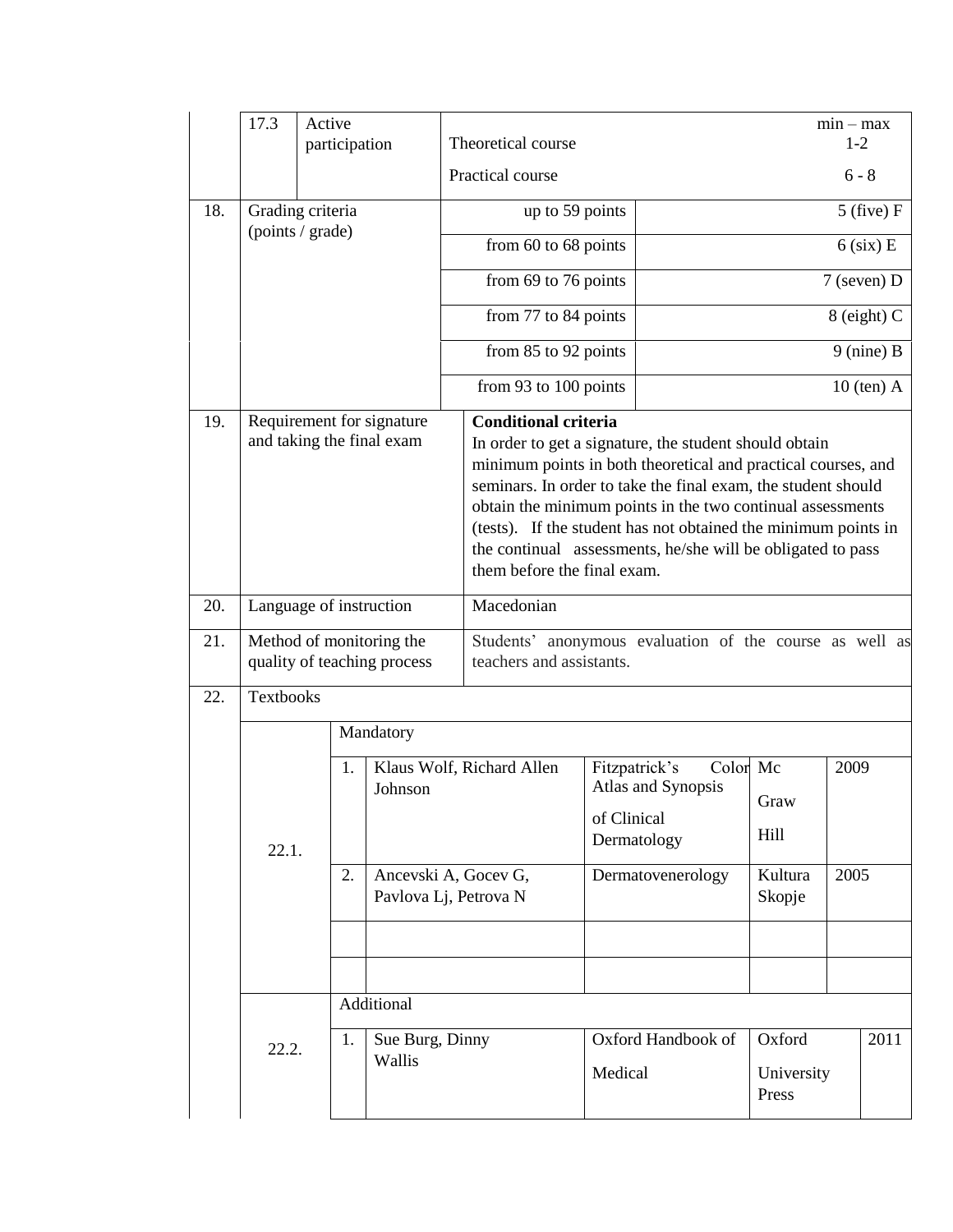| | | | |
|---|---|---|---|
| | 17.3 | Active participation | Theoretical course — min – max: 1-2<br>Practical course — min – max: 6 - 8 |
| 18. | Grading criteria (points / grade) | | up to 59 points — 5 (five) F<br>from 60 to 68 points — 6 (six) E<br>from 69 to 76 points — 7 (seven) D<br>from 77 to 84 points — 8 (eight) C<br>from 85 to 92 points — 9 (nine) B<br>from 93 to 100 points — 10 (ten) A |
| 19. | Requirement for signature and taking the final exam | | **Conditional criteria**<br>In order to get a signature, the student should obtain minimum points in both theoretical and practical courses, and seminars. In order to take the final exam, the student should obtain the minimum points in the two continual assessments (tests). If the student has not obtained the minimum points in the continual assessments, he/she will be obligated to pass them before the final exam. |
| 20. | Language of instruction | | Macedonian |
| 21. | Method of monitoring the quality of teaching process | | Students' anonymous evaluation of the course as well as teachers and assistants. |
| 22. | Textbooks | | |

| | No. | Author(s) | Title | Publisher | Year |
|---|---|---|---|---|---|
| 22.1. | Mandatory | | | | |
| | 1. | Klaus Wolf, Richard Allen Johnson | Fitzpatrick's Color Atlas and Synopsis of Clinical Dermatology | Mc Graw Hill | 2009 |
| | 2. | Ancevski A, Gocev G, Pavlova Lj, Petrova N | Dermatovenerology | Kultura Skopje | 2005 |
| | | | | | |
| | | | | | |
| 22.2. | Additional | | | | |
| | 1. | Sue Burg, Dinny Wallis | Oxford Handbook of Medical | Oxford University Press | 2011 |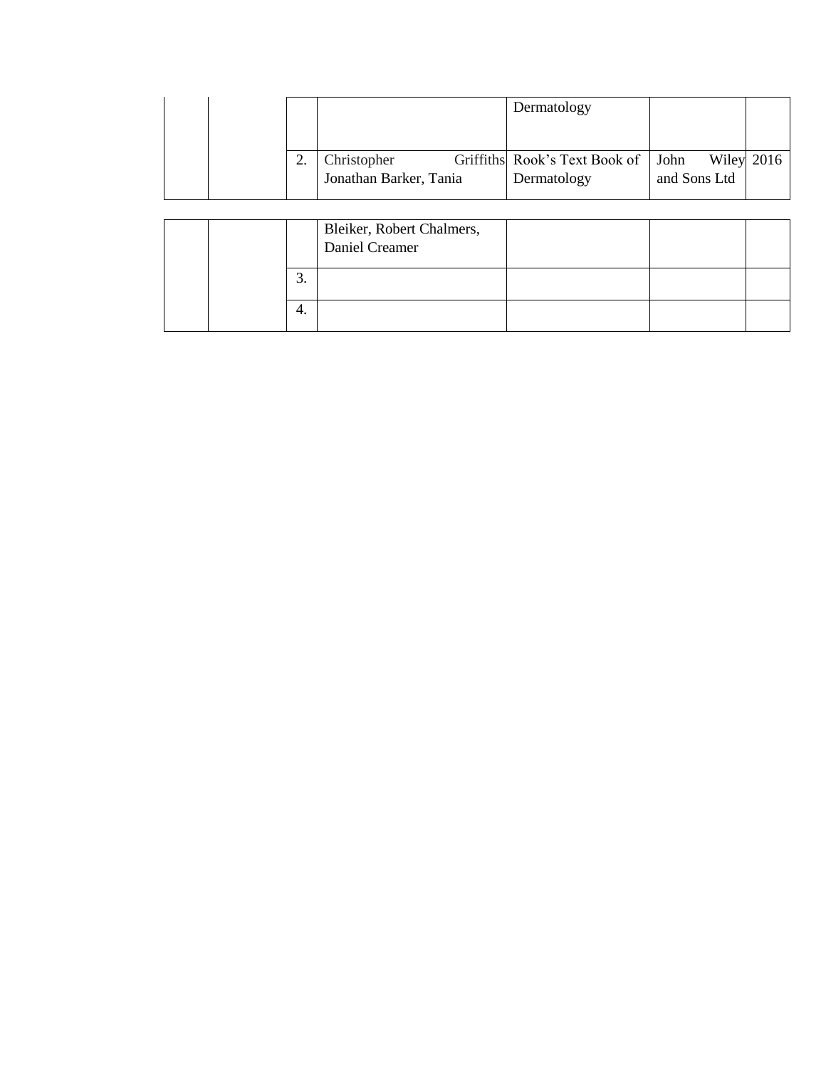| | | | | | | |
|---|---|---|---|---|---|---|
| | | | | Dermatology | | |
| | | 2. | Christopher Griffiths Jonathan Barker, Tania Bleiker, Robert Chalmers, Daniel Creamer | Rook's Text Book of Dermatology | John Wiley and Sons Ltd | 2016 |
| | | 3. | | | | |
| | | 4. | | | | |